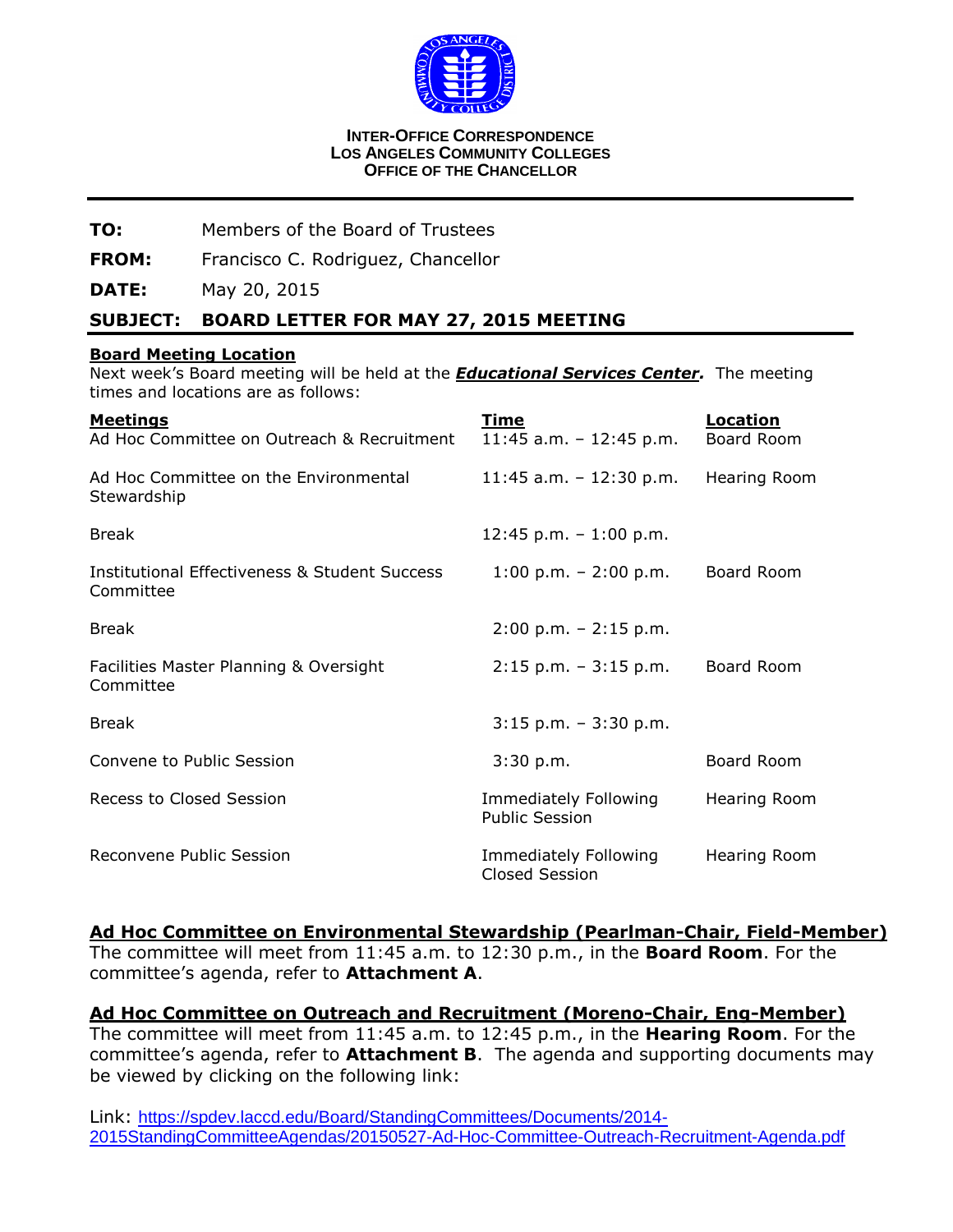**INTER-OFFICE CORRESPONDENCE**
**LOS ANGELES COMMUNITY COLLEGES**
**OFFICE OF THE CHANCELLOR**

---

**TO:** Members of the Board of Trustees

**FROM:** Francisco C. Rodriguez, Chancellor

**DATE:** May 20, 2015

**SUBJECT: BOARD LETTER FOR MAY 27, 2015 MEETING**

---

**Board Meeting Location**

Next week's Board meeting will be held at the ***Educational Services Center.*** The meeting times and locations are as follows:

| Meetings | Time | Location |
|---|---|---|
| Ad Hoc Committee on Outreach & Recruitment | 11:45 a.m. – 12:45 p.m. | Board Room |
| Ad Hoc Committee on the Environmental Stewardship | 11:45 a.m. – 12:30 p.m. | Hearing Room |
| Break | 12:45 p.m. – 1:00 p.m. | |
| Institutional Effectiveness & Student Success Committee | 1:00 p.m. – 2:00 p.m. | Board Room |
| Break | 2:00 p.m. – 2:15 p.m. | |
| Facilities Master Planning & Oversight Committee | 2:15 p.m. – 3:15 p.m. | Board Room |
| Break | 3:15 p.m. – 3:30 p.m. | |
| Convene to Public Session | 3:30 p.m. | Board Room |
| Recess to Closed Session | Immediately Following Public Session | Hearing Room |
| Reconvene Public Session | Immediately Following Closed Session | Hearing Room |

**Ad Hoc Committee on Environmental Stewardship (Pearlman-Chair, Field-Member)**

The committee will meet from 11:45 a.m. to 12:30 p.m., in the **Board Room**. For the committee's agenda, refer to **Attachment A**.

**Ad Hoc Committee on Outreach and Recruitment (Moreno-Chair, Eng-Member)**

The committee will meet from 11:45 a.m. to 12:45 p.m., in the **Hearing Room**. For the committee's agenda, refer to **Attachment B**. The agenda and supporting documents may be viewed by clicking on the following link:

Link: https://spdev.laccd.edu/Board/StandingCommittees/Documents/2014-2015StandingCommitteeAgendas/20150527-Ad-Hoc-Committee-Outreach-Recruitment-Agenda.pdf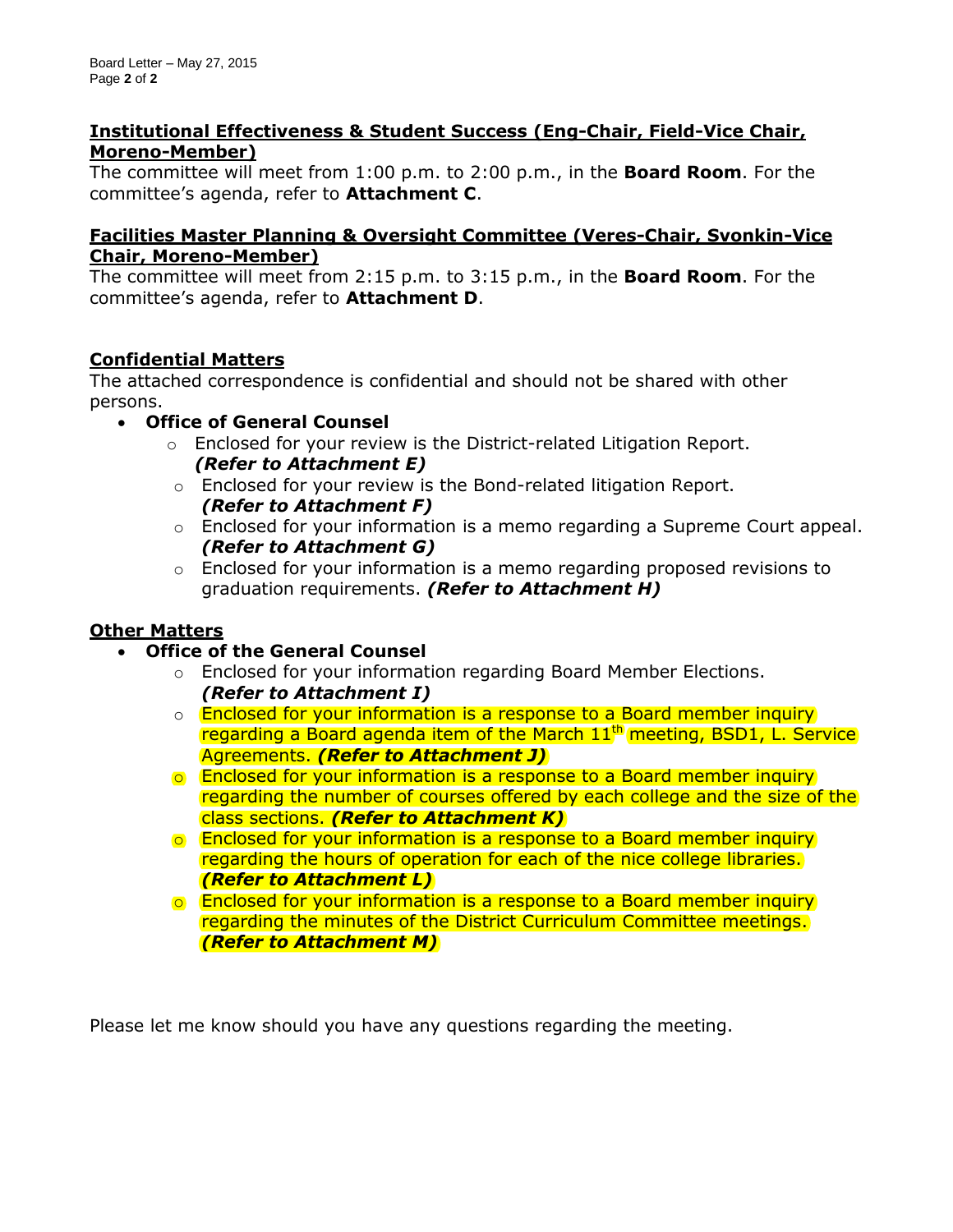**Institutional Effectiveness & Student Success (Eng-Chair, Field-Vice Chair, Moreno-Member)**
The committee will meet from 1:00 p.m. to 2:00 p.m., in the **Board Room**. For the committee's agenda, refer to **Attachment C**.

**Facilities Master Planning & Oversight Committee (Veres-Chair, Svonkin-Vice Chair, Moreno-Member)**
The committee will meet from 2:15 p.m. to 3:15 p.m., in the **Board Room**. For the committee's agenda, refer to **Attachment D**.

**Confidential Matters**
The attached correspondence is confidential and should not be shared with other persons.

- **Office of General Counsel**
  - Enclosed for your review is the District-related Litigation Report. ***(Refer to Attachment E)***
  - Enclosed for your review is the Bond-related litigation Report. ***(Refer to Attachment F)***
  - Enclosed for your information is a memo regarding a Supreme Court appeal. ***(Refer to Attachment G)***
  - Enclosed for your information is a memo regarding proposed revisions to graduation requirements. ***(Refer to Attachment H)***

**Other Matters**

- **Office of the General Counsel**
  - Enclosed for your information regarding Board Member Elections. ***(Refer to Attachment I)***
  - Enclosed for your information is a response to a Board member inquiry regarding a Board agenda item of the March 11th meeting, BSD1, L. Service Agreements. ***(Refer to Attachment J)***
  - Enclosed for your information is a response to a Board member inquiry regarding the number of courses offered by each college and the size of the class sections. ***(Refer to Attachment K)***
  - Enclosed for your information is a response to a Board member inquiry regarding the hours of operation for each of the nice college libraries. ***(Refer to Attachment L)***
  - Enclosed for your information is a response to a Board member inquiry regarding the minutes of the District Curriculum Committee meetings. ***(Refer to Attachment M)***

Please let me know should you have any questions regarding the meeting.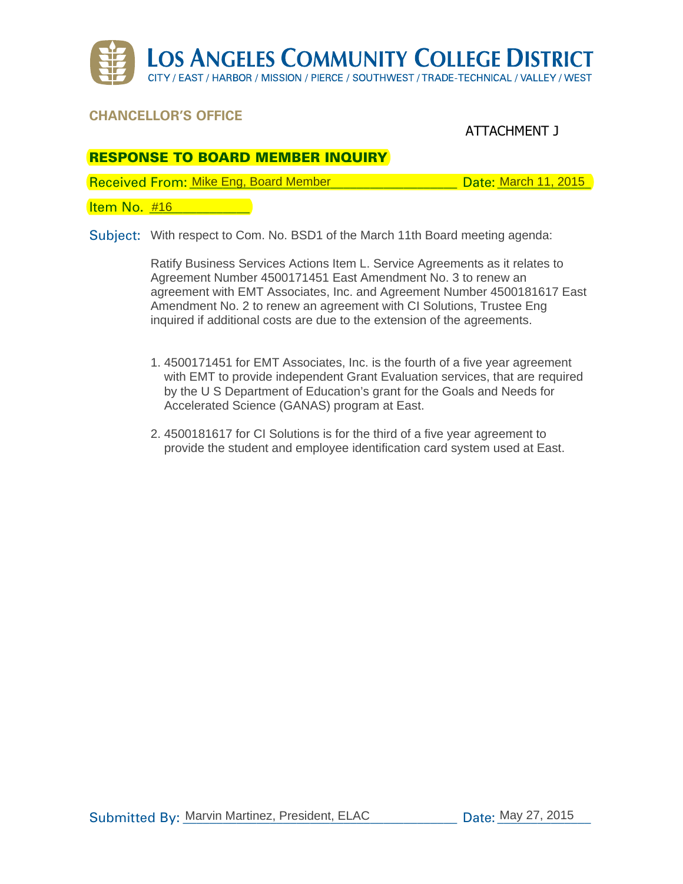# LOS ANGELES COMMUNITY COLLEGE DISTRICT

CITY / EAST / HARBOR / MISSION / PIERCE / SOUTHWEST / TRADE-TECHNICAL / VALLEY / WEST

**CHANCELLOR'S OFFICE**

ATTACHMENT J

## RESPONSE TO BOARD MEMBER INQUIRY

Received From: Mike Eng, Board Member    Date: March 11, 2015

Item No. #16

Subject: With respect to Com. No. BSD1 of the March 11th Board meeting agenda:

Ratify Business Services Actions Item L. Service Agreements as it relates to Agreement Number 4500171451 East Amendment No. 3 to renew an agreement with EMT Associates, Inc. and Agreement Number 4500181617 East Amendment No. 2 to renew an agreement with CI Solutions, Trustee Eng inquired if additional costs are due to the extension of the agreements.

1. 4500171451 for EMT Associates, Inc. is the fourth of a five year agreement with EMT to provide independent Grant Evaluation services, that are required by the U S Department of Education's grant for the Goals and Needs for Accelerated Science (GANAS) program at East.

2. 4500181617 for CI Solutions is for the third of a five year agreement to provide the student and employee identification card system used at East.

Submitted By: Marvin Martinez, President, ELAC    Date: May 27, 2015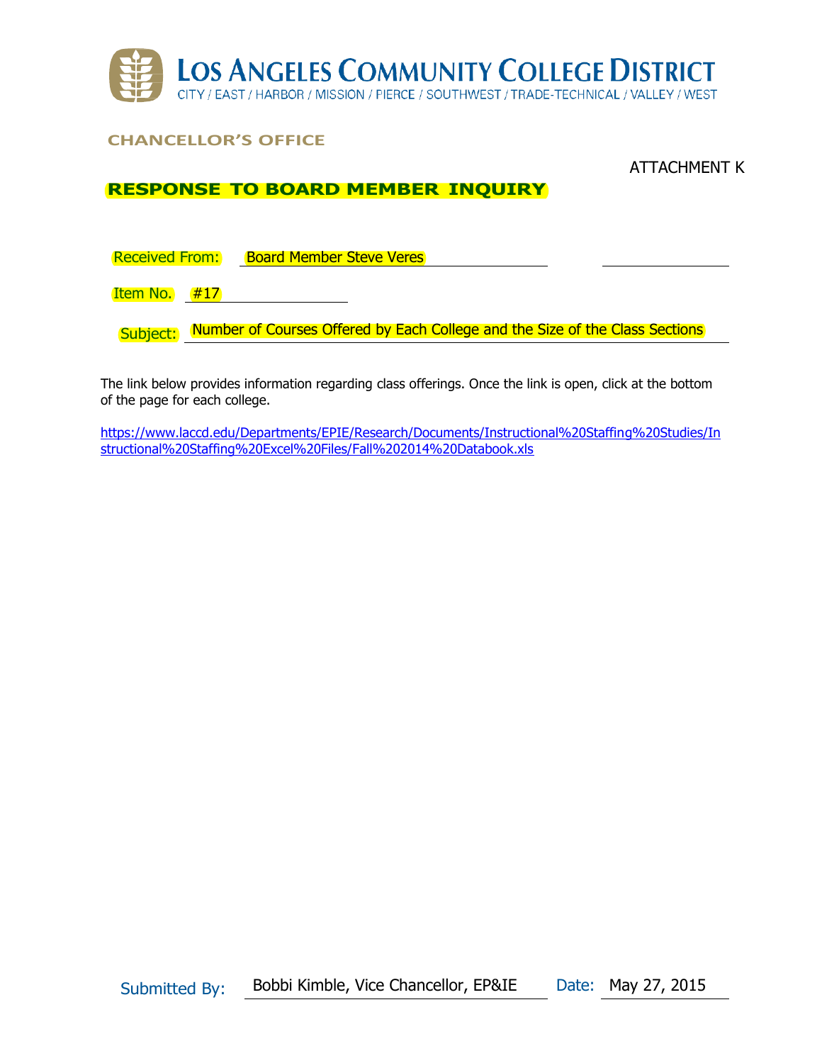# LOS ANGELES COMMUNITY COLLEGE DISTRICT

CITY / EAST / HARBOR / MISSION / PIERCE / SOUTHWEST / TRADE-TECHNICAL / VALLEY / WEST

**CHANCELLOR'S OFFICE**

ATTACHMENT K

## RESPONSE TO BOARD MEMBER INQUIRY

Received From: Board Member Steve Veres

Item No. #17

Subject: Number of Courses Offered by Each College and the Size of the Class Sections

The link below provides information regarding class offerings. Once the link is open, click at the bottom of the page for each college.

https://www.laccd.edu/Departments/EPIE/Research/Documents/Instructional%20Staffing%20Studies/Instructional%20Staffing%20Excel%20Files/Fall%202014%20Databook.xls

Submitted By: Bobbi Kimble, Vice Chancellor, EP&IE    Date: May 27, 2015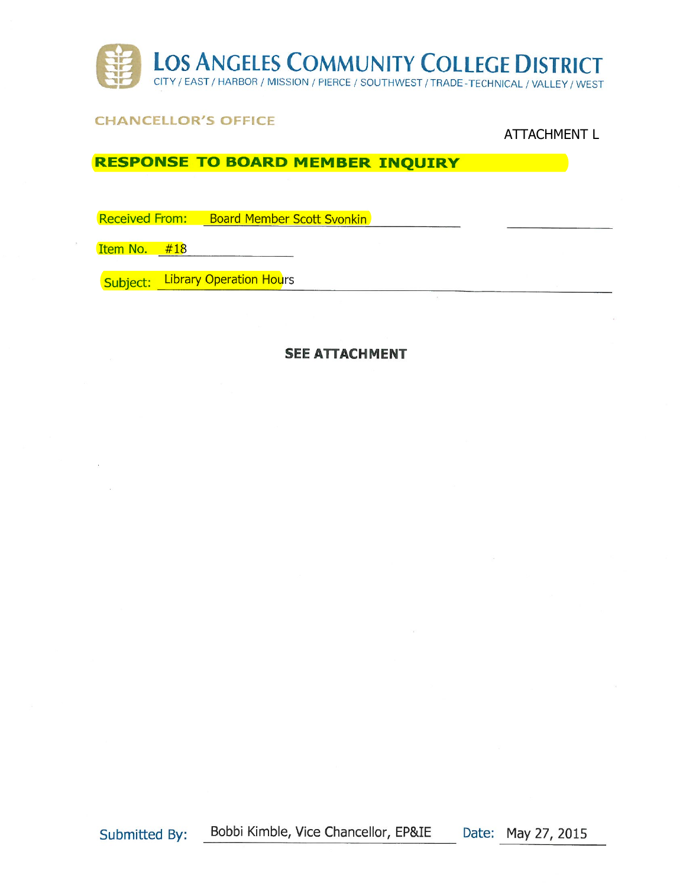# LOS ANGELES COMMUNITY COLLEGE DISTRICT

CITY / EAST / HARBOR / MISSION / PIERCE / SOUTHWEST / TRADE-TECHNICAL / VALLEY / WEST

CHANCELLOR'S OFFICE

ATTACHMENT L

## RESPONSE TO BOARD MEMBER INQUIRY

Received From: Board Member Scott Svonkin

Item No. #18

Subject: Library Operation Hours

**SEE ATTACHMENT**

Submitted By: Bobbi Kimble, Vice Chancellor, EP&IE    Date: May 27, 2015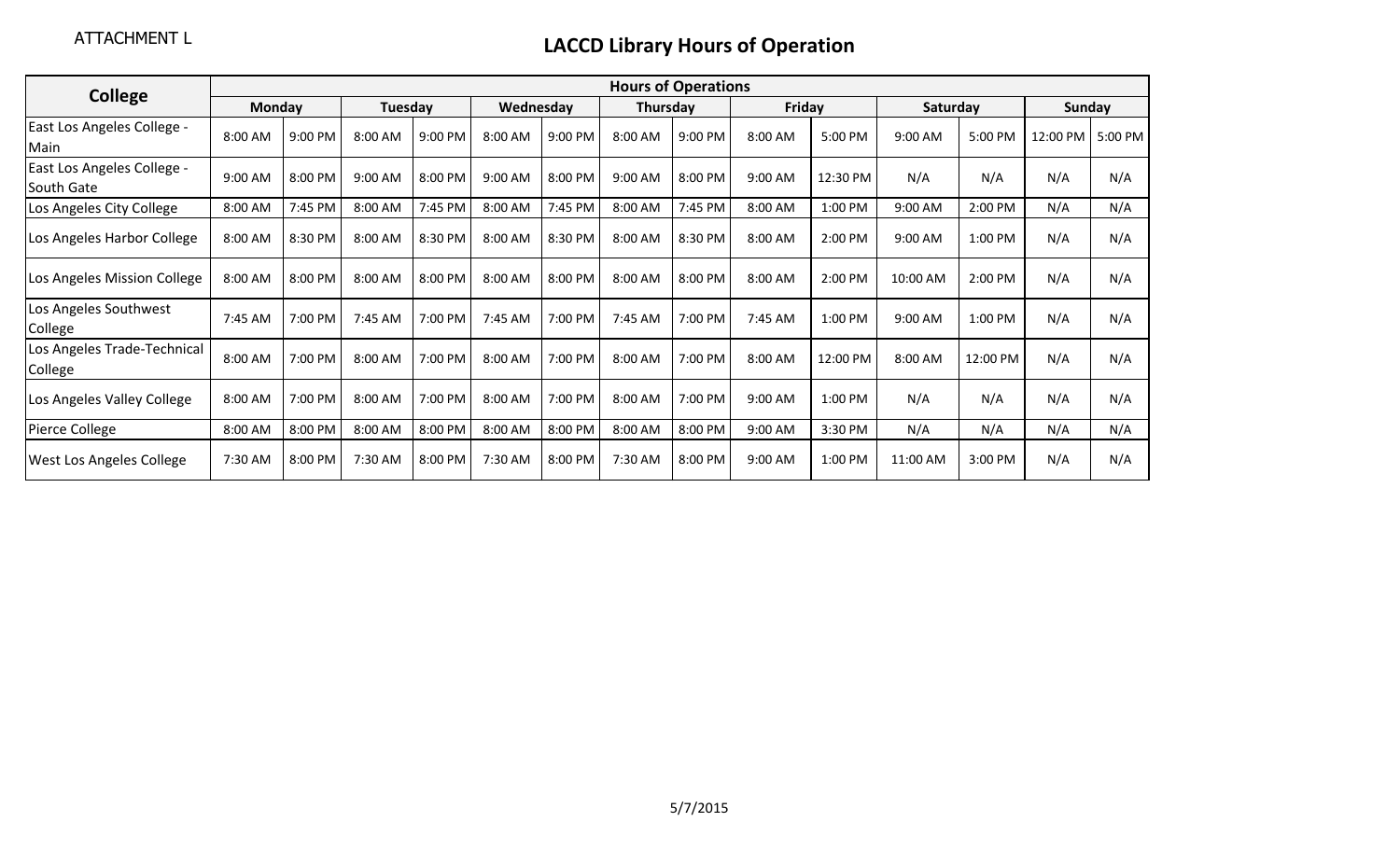ATTACHMENT L

# LACCD Library Hours of Operation

| College | Hours of Operations | | | | | | | | | | | | | |
|---|---|---|---|---|---|---|---|---|---|---|---|---|---|---|
| | Monday | | Tuesday | | Wednesday | | Thursday | | Friday | | Saturday | | Sunday | |
| East Los Angeles College - Main | 8:00 AM | 9:00 PM | 8:00 AM | 9:00 PM | 8:00 AM | 9:00 PM | 8:00 AM | 9:00 PM | 8:00 AM | 5:00 PM | 9:00 AM | 5:00 PM | 12:00 PM | 5:00 PM |
| East Los Angeles College - South Gate | 9:00 AM | 8:00 PM | 9:00 AM | 8:00 PM | 9:00 AM | 8:00 PM | 9:00 AM | 8:00 PM | 9:00 AM | 12:30 PM | N/A | N/A | N/A | N/A |
| Los Angeles City College | 8:00 AM | 7:45 PM | 8:00 AM | 7:45 PM | 8:00 AM | 7:45 PM | 8:00 AM | 7:45 PM | 8:00 AM | 1:00 PM | 9:00 AM | 2:00 PM | N/A | N/A |
| Los Angeles Harbor College | 8:00 AM | 8:30 PM | 8:00 AM | 8:30 PM | 8:00 AM | 8:30 PM | 8:00 AM | 8:30 PM | 8:00 AM | 2:00 PM | 9:00 AM | 1:00 PM | N/A | N/A |
| Los Angeles Mission College | 8:00 AM | 8:00 PM | 8:00 AM | 8:00 PM | 8:00 AM | 8:00 PM | 8:00 AM | 8:00 PM | 8:00 AM | 2:00 PM | 10:00 AM | 2:00 PM | N/A | N/A |
| Los Angeles Southwest College | 7:45 AM | 7:00 PM | 7:45 AM | 7:00 PM | 7:45 AM | 7:00 PM | 7:45 AM | 7:00 PM | 7:45 AM | 1:00 PM | 9:00 AM | 1:00 PM | N/A | N/A |
| Los Angeles Trade-Technical College | 8:00 AM | 7:00 PM | 8:00 AM | 7:00 PM | 8:00 AM | 7:00 PM | 8:00 AM | 7:00 PM | 8:00 AM | 12:00 PM | 8:00 AM | 12:00 PM | N/A | N/A |
| Los Angeles Valley College | 8:00 AM | 7:00 PM | 8:00 AM | 7:00 PM | 8:00 AM | 7:00 PM | 8:00 AM | 7:00 PM | 9:00 AM | 1:00 PM | N/A | N/A | N/A | N/A |
| Pierce College | 8:00 AM | 8:00 PM | 8:00 AM | 8:00 PM | 8:00 AM | 8:00 PM | 8:00 AM | 8:00 PM | 9:00 AM | 3:30 PM | N/A | N/A | N/A | N/A |
| West Los Angeles College | 7:30 AM | 8:00 PM | 7:30 AM | 8:00 PM | 7:30 AM | 8:00 PM | 7:30 AM | 8:00 PM | 9:00 AM | 1:00 PM | 11:00 AM | 3:00 PM | N/A | N/A |

5/7/2015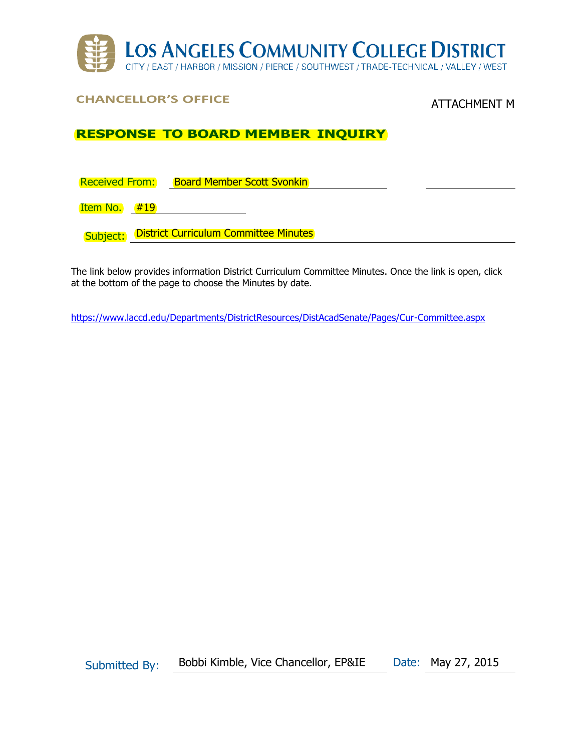# LOS ANGELES COMMUNITY COLLEGE DISTRICT

CITY / EAST / HARBOR / MISSION / PIERCE / SOUTHWEST / TRADE-TECHNICAL / VALLEY / WEST

**CHANCELLOR'S OFFICE**

ATTACHMENT M

## RESPONSE TO BOARD MEMBER INQUIRY

Received From: Board Member Scott Svonkin

Item No. #19

Subject: District Curriculum Committee Minutes

The link below provides information District Curriculum Committee Minutes. Once the link is open, click at the bottom of the page to choose the Minutes by date.

https://www.laccd.edu/Departments/DistrictResources/DistAcadSenate/Pages/Cur-Committee.aspx

Submitted By: Bobbi Kimble, Vice Chancellor, EP&IE

Date: May 27, 2015